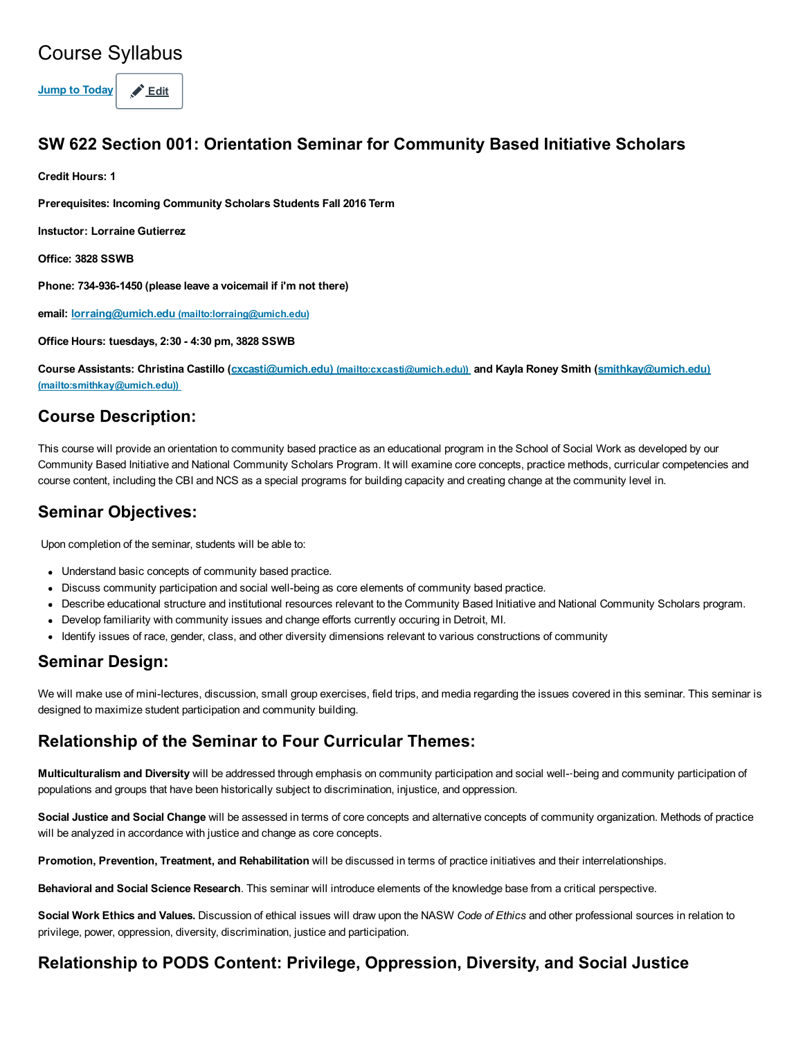# Course Syllabus

Jump to Today | Edit

## SW 622 Section 001: Orientation Seminar for Community Based Initiative Scholars

**Credit Hours: 1**

**Prerequisites: Incoming Community Scholars Students Fall 2016 Term**

**Instuctor: Lorraine Gutierrez**

**Office: 3828 SSWB**

**Phone: 734-936-1450 (please leave a voicemail if i'm not there)**

**email: lorraing@umich.edu (mailto:lorraing@umich.edu)**

**Office Hours: tuesdays, 2:30 - 4:30 pm, 3828 SSWB**

**Course Assistants: Christina Castillo (cxcasti@umich.edu) (mailto:cxcasti@umich.edu)) and Kayla Roney Smith (smithkay@umich.edu) (mailto:smithkay@umich.edu))**

## Course Description:

This course will provide an orientation to community based practice as an educational program in the School of Social Work as developed by our Community Based Initiative and National Community Scholars Program. It will examine core concepts, practice methods, curricular competencies and course content, including the CBI and NCS as a special programs for building capacity and creating change at the community level in.

## Seminar Objectives:

Upon completion of the seminar, students will be able to:

- Understand basic concepts of community based practice.
- Discuss community participation and social well-being as core elements of community based practice.
- Describe educational structure and institutional resources relevant to the Community Based Initiative and National Community Scholars program.
- Develop familiarity with community issues and change efforts currently occuring in Detroit, MI.
- Identify issues of race, gender, class, and other diversity dimensions relevant to various constructions of community

## Seminar Design:

We will make use of mini-lectures, discussion, small group exercises, field trips, and media regarding the issues covered in this seminar. This seminar is designed to maximize student participation and community building.

## Relationship of the Seminar to Four Curricular Themes:

**Multiculturalism and Diversity** will be addressed through emphasis on community participation and social well--being and community participation of populations and groups that have been historically subject to discrimination, injustice, and oppression.

**Social Justice and Social Change** will be assessed in terms of core concepts and alternative concepts of community organization. Methods of practice will be analyzed in accordance with justice and change as core concepts.

**Promotion, Prevention, Treatment, and Rehabilitation** will be discussed in terms of practice initiatives and their interrelationships.

**Behavioral and Social Science Research**. This seminar will introduce elements of the knowledge base from a critical perspective.

**Social Work Ethics and Values.** Discussion of ethical issues will draw upon the NASW *Code of Ethics* and other professional sources in relation to privilege, power, oppression, diversity, discrimination, justice and participation.

## Relationship to PODS Content: Privilege, Oppression, Diversity, and Social Justice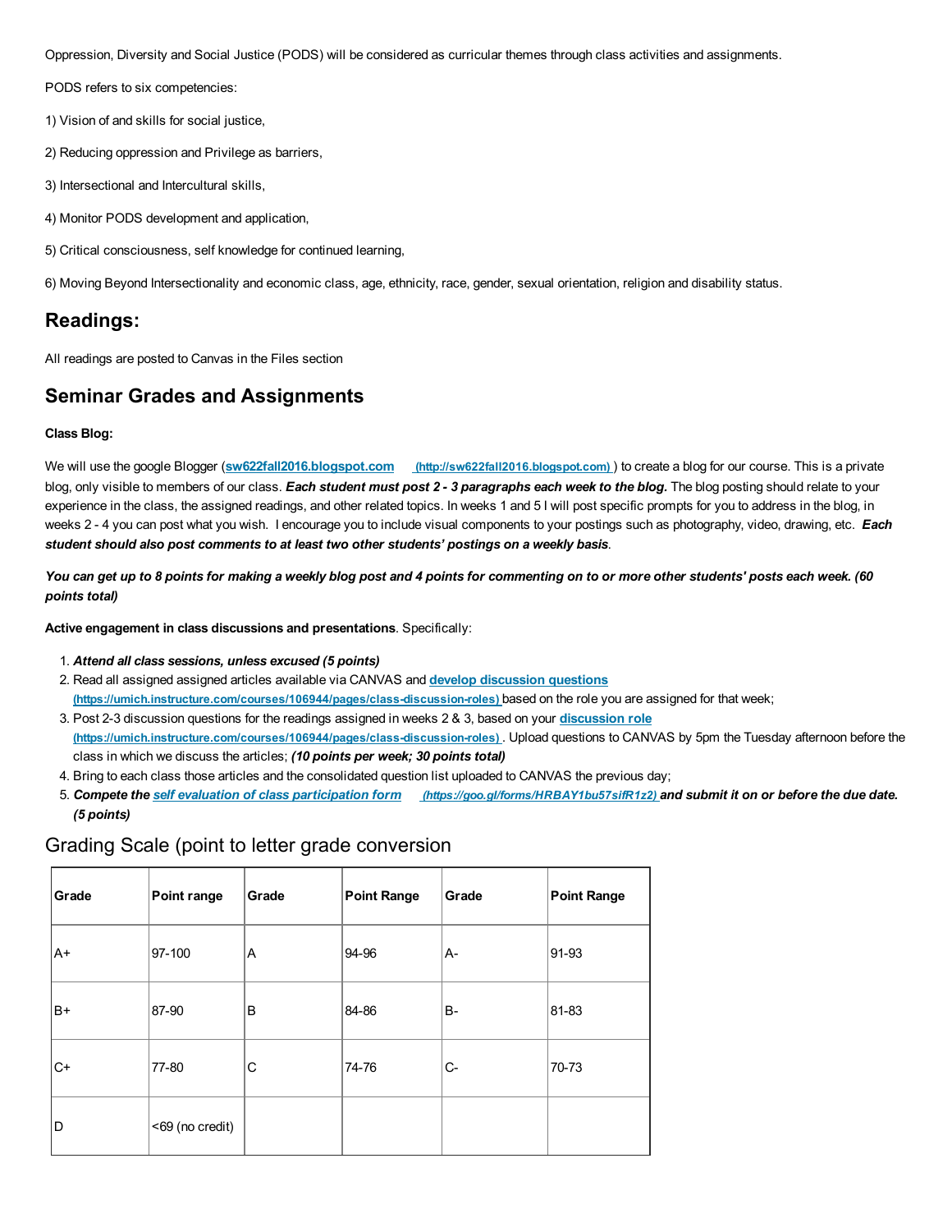Oppression, Diversity and Social Justice (PODS) will be considered as curricular themes through class activities and assignments.

PODS refers to six competencies:

1) Vision of and skills for social justice,

2) Reducing oppression and Privilege as barriers,

3) Intersectional and Intercultural skills,

4) Monitor PODS development and application,

5) Critical consciousness, self knowledge for continued learning,

6) Moving Beyond Intersectionality and economic class, age, ethnicity, race, gender, sexual orientation, religion and disability status.

## Readings:

All readings are posted to Canvas in the Files section

## Seminar Grades and Assignments

**Class Blog:**

We will use the google Blogger (**sw622fall2016.blogspot.com** (http://sw622fall2016.blogspot.com)) to create a blog for our course. This is a private blog, only visible to members of our class. ***Each student must post 2 - 3 paragraphs each week to the blog.*** The blog posting should relate to your experience in the class, the assigned readings, and other related topics. In weeks 1 and 5 I will post specific prompts for you to address in the blog, in weeks 2 - 4 you can post what you wish. I encourage you to include visual components to your postings such as photography, video, drawing, etc. ***Each student should also post comments to at least two other students' postings on a weekly basis***.

***You can get up to 8 points for making a weekly blog post and 4 points for commenting on to or more other students' posts each week. (60 points total)***

**Active engagement in class discussions and presentations**. Specifically:

1. ***Attend all class sessions, unless excused (5 points)***
2. Read all assigned assigned articles available via CANVAS and **develop discussion questions** (https://umich.instructure.com/courses/106944/pages/class-discussion-roles) based on the role you are assigned for that week;
3. Post 2-3 discussion questions for the readings assigned in weeks 2 & 3, based on your **discussion role** (https://umich.instructure.com/courses/106944/pages/class-discussion-roles). Upload questions to CANVAS by 5pm the Tuesday afternoon before the class in which we discuss the articles; ***(10 points per week; 30 points total)***
4. Bring to each class those articles and the consolidated question list uploaded to CANVAS the previous day;
5. ***Compete the self evaluation of class participation form (https://goo.gl/forms/HRBAY1bu57sifR1z2) and submit it on or before the due date. (5 points)***

## Grading Scale (point to letter grade conversion

| Grade | Point range | Grade | Point Range | Grade | Point Range |
|---|---|---|---|---|---|
| A+ | 97-100 | A | 94-96 | A- | 91-93 |
| B+ | 87-90 | B | 84-86 | B- | 81-83 |
| C+ | 77-80 | C | 74-76 | C- | 70-73 |
| D | <69 (no credit) | | | | |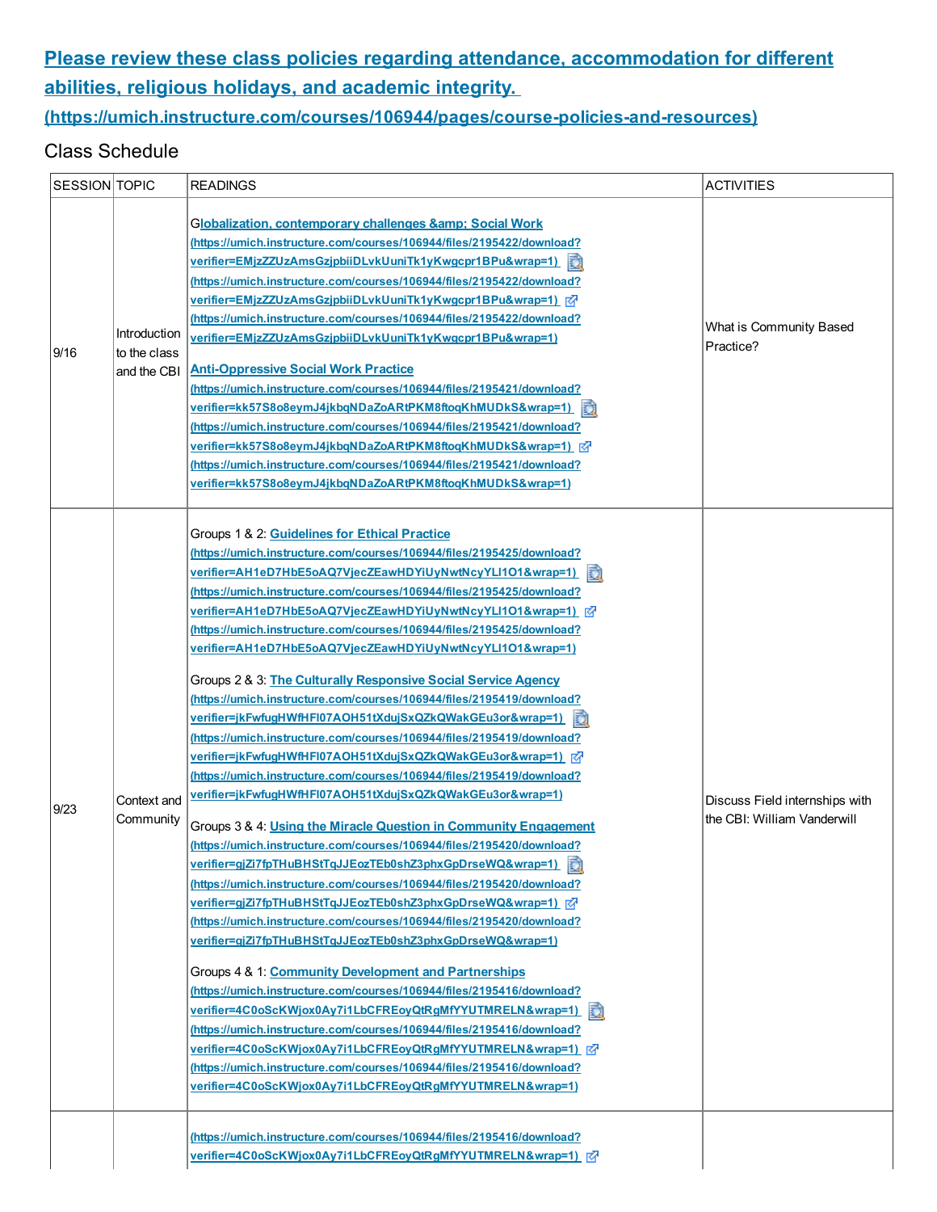## [Please review these class policies regarding attendance, accommodation for different abilities, religious holidays, and academic integrity. (https://umich.instructure.com/courses/106944/pages/course-policies-and-resources)](https://umich.instructure.com/courses/106944/pages/course-policies-and-resources)

Class Schedule

| SESSION | TOPIC | READINGS | ACTIVITIES |
|---|---|---|---|
| 9/16 | Introduction to the class and the CBI | Globalization, contemporary challenges &amp; Social Work (https://umich.instructure.com/courses/106944/files/2195422/download?verifier=EMjzZZUzAmsGzjpbiiDLvkUuniTk1yKwgcpr1BPu&wrap=1) (https://umich.instructure.com/courses/106944/files/2195422/download?verifier=EMjzZZUzAmsGzjpbiiDLvkUuniTk1yKwgcpr1BPu&wrap=1) (https://umich.instructure.com/courses/106944/files/2195422/download?verifier=EMjzZZUzAmsGzjpbiiDLvkUuniTk1yKwgcpr1BPu&wrap=1)<br><br>Anti-Oppressive Social Work Practice (https://umich.instructure.com/courses/106944/files/2195421/download?verifier=kk57S8o8eymJ4jkbqNDaZoARtPKM8ftoqKhMUDkS&wrap=1) (https://umich.instructure.com/courses/106944/files/2195421/download?verifier=kk57S8o8eymJ4jkbqNDaZoARtPKM8ftoqKhMUDkS&wrap=1) (https://umich.instructure.com/courses/106944/files/2195421/download?verifier=kk57S8o8eymJ4jkbqNDaZoARtPKM8ftoqKhMUDkS&wrap=1) | What is Community Based Practice? |
| 9/23 | Context and Community | Groups 1 & 2: Guidelines for Ethical Practice (https://umich.instructure.com/courses/106944/files/2195425/download?verifier=AH1eD7HbE5oAQ7VjecZEawHDYiUyNwtNcyYLI1O1&wrap=1) (https://umich.instructure.com/courses/106944/files/2195425/download?verifier=AH1eD7HbE5oAQ7VjecZEawHDYiUyNwtNcyYLI1O1&wrap=1) (https://umich.instructure.com/courses/106944/files/2195425/download?verifier=AH1eD7HbE5oAQ7VjecZEawHDYiUyNwtNcyYLI1O1&wrap=1)<br><br>Groups 2 & 3: The Culturally Responsive Social Service Agency (https://umich.instructure.com/courses/106944/files/2195419/download?verifier=jkFwfugHWfHFl07AOH51tXdujSxQZkQWakGEu3or&wrap=1) (https://umich.instructure.com/courses/106944/files/2195419/download?verifier=jkFwfugHWfHFl07AOH51tXdujSxQZkQWakGEu3or&wrap=1) (https://umich.instructure.com/courses/106944/files/2195419/download?verifier=jkFwfugHWfHFl07AOH51tXdujSxQZkQWakGEu3or&wrap=1)<br><br>Groups 3 & 4: Using the Miracle Question in Community Engagement (https://umich.instructure.com/courses/106944/files/2195420/download?verifier=gjZi7fpTHuBHStTqJJEozTEb0shZ3phxGpDrseWQ&wrap=1) (https://umich.instructure.com/courses/106944/files/2195420/download?verifier=gjZi7fpTHuBHStTqJJEozTEb0shZ3phxGpDrseWQ&wrap=1) (https://umich.instructure.com/courses/106944/files/2195420/download?verifier=gjZi7fpTHuBHStTqJJEozTEb0shZ3phxGpDrseWQ&wrap=1)<br><br>Groups 4 & 1: Community Development and Partnerships (https://umich.instructure.com/courses/106944/files/2195416/download?verifier=4C0oScKWjox0Ay7i1LbCFREoyQtRgMfYYUTMRELN&wrap=1) (https://umich.instructure.com/courses/106944/files/2195416/download?verifier=4C0oScKWjox0Ay7i1LbCFREoyQtRgMfYYUTMRELN&wrap=1) (https://umich.instructure.com/courses/106944/files/2195416/download?verifier=4C0oScKWjox0Ay7i1LbCFREoyQtRgMfYYUTMRELN&wrap=1) | Discuss Field internships with the CBI: William Vanderwill |
| | | (https://umich.instructure.com/courses/106944/files/2195416/download?verifier=4C0oScKWjox0Ay7i1LbCFREoyQtRgMfYYUTMRELN&wrap=1) | |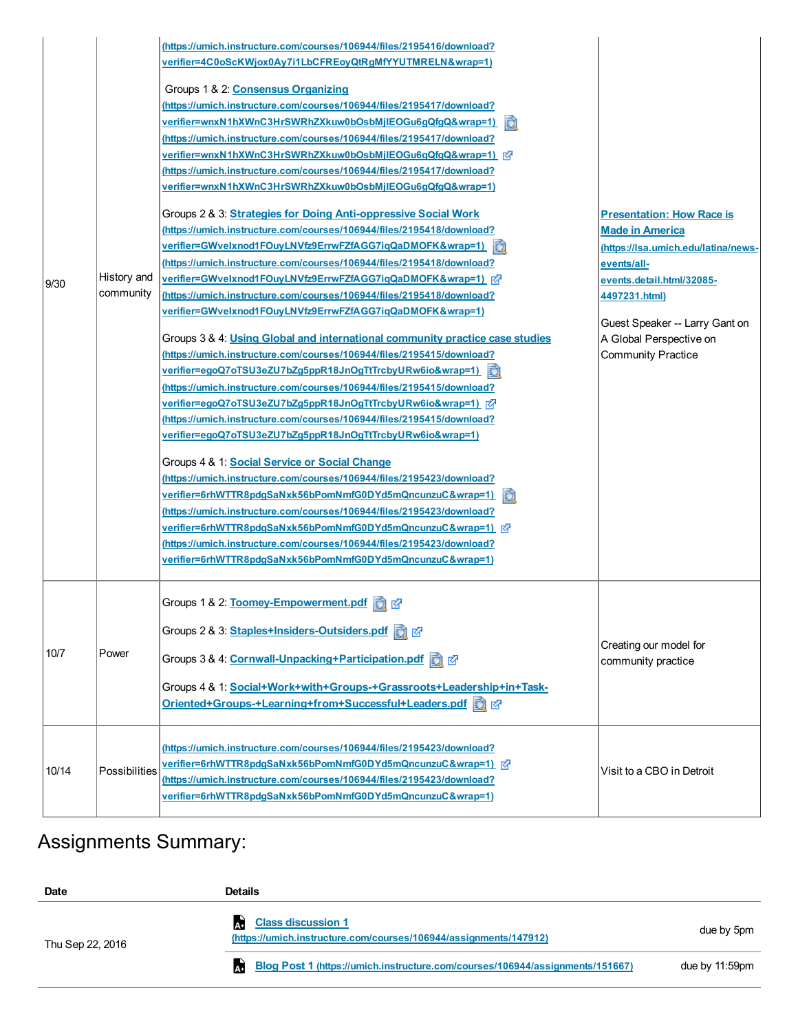| | | | |
|---|---|---|---|
| 9/30 | History and community | (https://umich.instructure.com/courses/106944/files/2195416/download?verifier=4C0oScKWjox0Ay7i1LbCFREoyQtRgMfYYUTMRELN&wrap=1)<br><br>Groups 1 & 2: Consensus Organizing (https://umich.instructure.com/courses/106944/files/2195417/download?verifier=wnxN1hXWnC3HrSWRhZXkuw0bOsbMjlEOGu6gQfgQ&wrap=1) (https://umich.instructure.com/courses/106944/files/2195417/download?verifier=wnxN1hXWnC3HrSWRhZXkuw0bOsbMjlEOGu6gQfgQ&wrap=1) (https://umich.instructure.com/courses/106944/files/2195417/download?verifier=wnxN1hXWnC3HrSWRhZXkuw0bOsbMjlEOGu6gQfgQ&wrap=1)<br><br>Groups 2 & 3: Strategies for Doing Anti-oppressive Social Work (https://umich.instructure.com/courses/106944/files/2195418/download?verifier=GWvelxnod1FOuyLNVfz9ErrwFZfAGG7iqQaDMOFK&wrap=1) (https://umich.instructure.com/courses/106944/files/2195418/download?verifier=GWvelxnod1FOuyLNVfz9ErrwFZfAGG7iqQaDMOFK&wrap=1) (https://umich.instructure.com/courses/106944/files/2195418/download?verifier=GWvelxnod1FOuyLNVfz9ErrwFZfAGG7iqQaDMOFK&wrap=1)<br><br>Groups 3 & 4: Using Global and international community practice case studies (https://umich.instructure.com/courses/106944/files/2195415/download?verifier=egoQ7oTSU3eZU7bZg5ppR18JnOgTtTrcbyURw6io&wrap=1) (https://umich.instructure.com/courses/106944/files/2195415/download?verifier=egoQ7oTSU3eZU7bZg5ppR18JnOgTtTrcbyURw6io&wrap=1) (https://umich.instructure.com/courses/106944/files/2195415/download?verifier=egoQ7oTSU3eZU7bZg5ppR18JnOgTtTrcbyURw6io&wrap=1)<br><br>Groups 4 & 1: Social Service or Social Change (https://umich.instructure.com/courses/106944/files/2195423/download?verifier=6rhWTTR8pdgSaNxk56bPomNmfG0DYd5mQncunzuC&wrap=1) (https://umich.instructure.com/courses/106944/files/2195423/download?verifier=6rhWTTR8pdgSaNxk56bPomNmfG0DYd5mQncunzuC&wrap=1) (https://umich.instructure.com/courses/106944/files/2195423/download?verifier=6rhWTTR8pdgSaNxk56bPomNmfG0DYd5mQncunzuC&wrap=1) | Presentation: How Race is Made in America (https://lsa.umich.edu/latina/news-events/all-events.detail.html/32085-4497231.html)<br><br>Guest Speaker -- Larry Gant on A Global Perspective on Community Practice |
| 10/7 | Power | Groups 1 & 2: Toomey-Empowerment.pdf<br><br>Groups 2 & 3: Staples+Insiders-Outsiders.pdf<br><br>Groups 3 & 4: Cornwall-Unpacking+Participation.pdf<br><br>Groups 4 & 1: Social+Work+with+Groups-+Grassroots+Leadership+in+Task-Oriented+Groups-+Learning+from+Successful+Leaders.pdf | Creating our model for community practice |
| 10/14 | Possibilities | (https://umich.instructure.com/courses/106944/files/2195423/download?verifier=6rhWTTR8pdgSaNxk56bPomNmfG0DYd5mQncunzuC&wrap=1) (https://umich.instructure.com/courses/106944/files/2195423/download?verifier=6rhWTTR8pdgSaNxk56bPomNmfG0DYd5mQncunzuC&wrap=1) | Visit to a CBO in Detroit |

# Assignments Summary:

| Date | Details | |
|---|---|---|
| Thu Sep 22, 2016 | Class discussion 1 (https://umich.instructure.com/courses/106944/assignments/147912) | due by 5pm |
| | Blog Post 1 (https://umich.instructure.com/courses/106944/assignments/151667) | due by 11:59pm |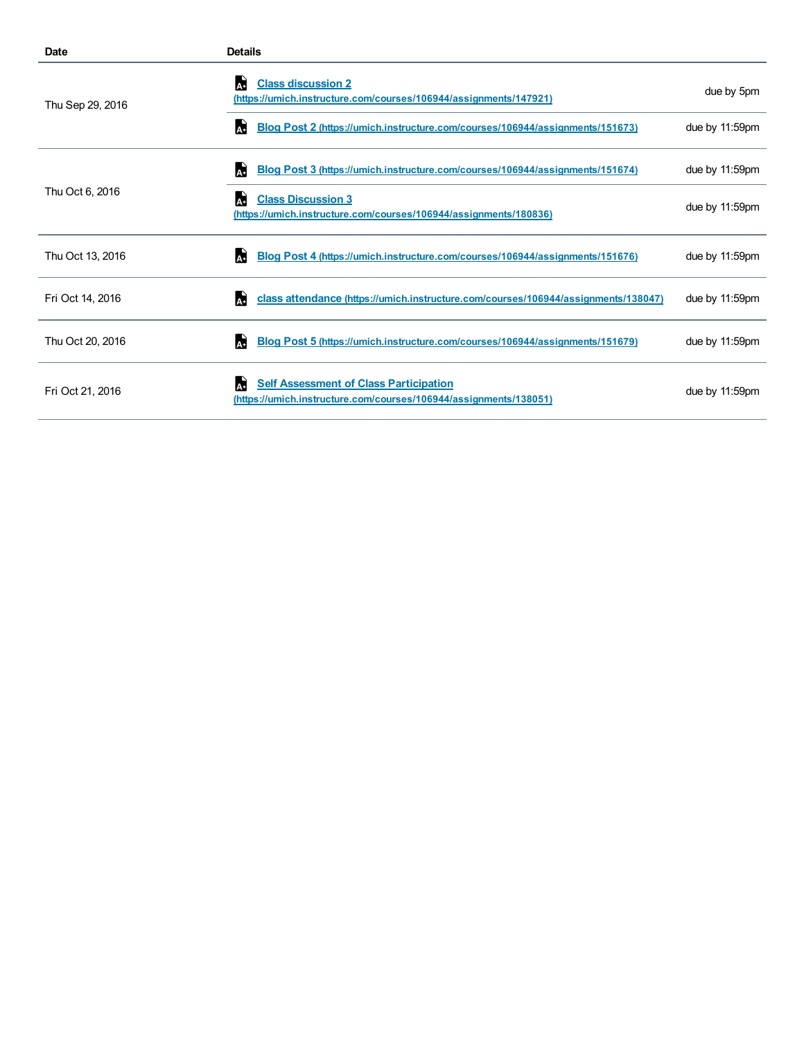| Date | Details | |
|---|---|---|
| Thu Sep 29, 2016 | Class discussion 2 (https://umich.instructure.com/courses/106944/assignments/147921) | due by 5pm |
| | Blog Post 2 (https://umich.instructure.com/courses/106944/assignments/151673) | due by 11:59pm |
| Thu Oct 6, 2016 | Blog Post 3 (https://umich.instructure.com/courses/106944/assignments/151674) | due by 11:59pm |
| | Class Discussion 3 (https://umich.instructure.com/courses/106944/assignments/180836) | due by 11:59pm |
| Thu Oct 13, 2016 | Blog Post 4 (https://umich.instructure.com/courses/106944/assignments/151676) | due by 11:59pm |
| Fri Oct 14, 2016 | class attendance (https://umich.instructure.com/courses/106944/assignments/138047) | due by 11:59pm |
| Thu Oct 20, 2016 | Blog Post 5 (https://umich.instructure.com/courses/106944/assignments/151679) | due by 11:59pm |
| Fri Oct 21, 2016 | Self Assessment of Class Participation (https://umich.instructure.com/courses/106944/assignments/138051) | due by 11:59pm |